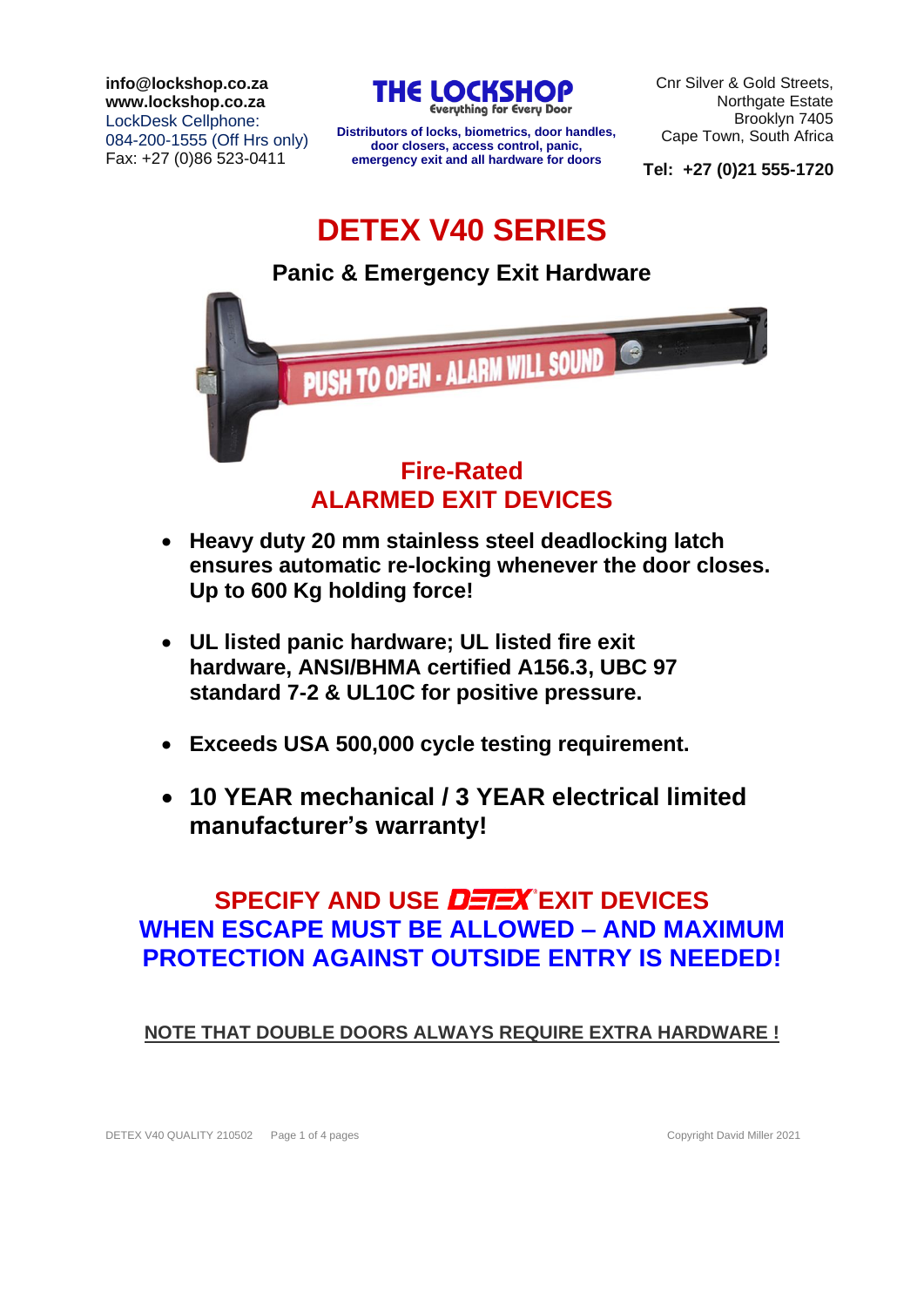**info@lockshop.co.za**
**www.lockshop.co.za**
LockDesk Cellphone:
084-200-1555 (Off Hrs only)
Fax: +27 (0)86 523-0411

**THE LOCKSHOP**
Everything for Every Door

**Distributors of locks, biometrics, door handles, door closers, access control, panic, emergency exit and all hardware for doors**

Cnr Silver & Gold Streets,
Northgate Estate
Brooklyn 7405
Cape Town, South Africa

**Tel: +27 (0)21 555-1720**

# DETEX V40 SERIES

## Panic & Emergency Exit Hardware

## Fire-Rated
## ALARMED EXIT DEVICES

- **Heavy duty 20 mm stainless steel deadlocking latch ensures automatic re-locking whenever the door closes. Up to 600 Kg holding force!**
- **UL listed panic hardware; UL listed fire exit hardware, ANSI/BHMA certified A156.3, UBC 97 standard 7-2 & UL10C for positive pressure.**
- **Exceeds USA 500,000 cycle testing requirement.**
- **10 YEAR mechanical / 3 YEAR electrical limited manufacturer's warranty!**

**SPECIFY AND USE DETEX® EXIT DEVICES**
**WHEN ESCAPE MUST BE ALLOWED – AND MAXIMUM PROTECTION AGAINST OUTSIDE ENTRY IS NEEDED!**

**NOTE THAT DOUBLE DOORS ALWAYS REQUIRE EXTRA HARDWARE !**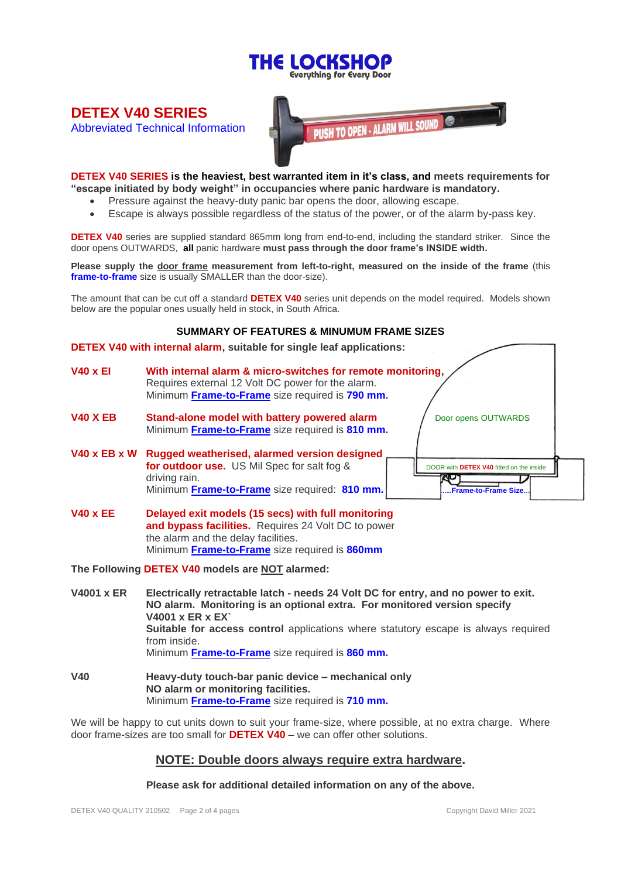# THE LOCKSHOP
Everything for Every Door

## DETEX V40 SERIES
Abbreviated Technical Information

**DETEX V40 SERIES is the heaviest, best warranted item in it's class, and meets requirements for "escape initiated by body weight" in occupancies where panic hardware is mandatory.**

- Pressure against the heavy-duty panic bar opens the door, allowing escape.
- Escape is always possible regardless of the status of the power, or of the alarm by-pass key.

**DETEX V40** series are supplied standard 865mm long from end-to-end, including the standard striker. Since the door opens OUTWARDS, **all** panic hardware **must pass through the door frame's INSIDE width.**

**Please supply the door frame measurement from left-to-right, measured on the inside of the frame** (this **frame-to-frame** size is usually SMALLER than the door-size).

The amount that can be cut off a standard **DETEX V40** series unit depends on the model required. Models shown below are the popular ones usually held in stock, in South Africa.

### SUMMARY OF FEATURES & MINUMUM FRAME SIZES

**DETEX V40 with internal alarm, suitable for single leaf applications:**

**V40 x EI** — **With internal alarm & micro-switches for remote monitoring,**
Requires external 12 Volt DC power for the alarm.
Minimum **Frame-to-Frame** size required is **790 mm.**

**V40 X EB** — **Stand-alone model with battery powered alarm**
Minimum **Frame-to-Frame** size required is **810 mm.**

**V40 x EB x W** — **Rugged weatherised, alarmed version designed for outdoor use.** US Mil Spec for salt fog & driving rain.
Minimum **Frame-to-Frame** size required: **810 mm.**

Door opens OUTWARDS

DOOR with DETEX V40 fitted on the inside

Frame-to-Frame Size

**V40 x EE** — **Delayed exit models (15 secs) with full monitoring and bypass facilities.** Requires 24 Volt DC to power the alarm and the delay facilities.
Minimum **Frame-to-Frame** size required is **860mm**

**The Following DETEX V40 models are NOT alarmed:**

**V4001 x ER** — **Electrically retractable latch - needs 24 Volt DC for entry, and no power to exit. NO alarm. Monitoring is an optional extra. For monitored version specify V4001 x ER x EX`**
**Suitable for access control** applications where statutory escape is always required from inside.
Minimum **Frame-to-Frame** size required is **860 mm.**

**V40** — **Heavy-duty touch-bar panic device – mechanical only**
**NO alarm or monitoring facilities.**
Minimum **Frame-to-Frame** size required is **710 mm.**

We will be happy to cut units down to suit your frame-size, where possible, at no extra charge. Where door frame-sizes are too small for **DETEX V40** – we can offer other solutions.

**NOTE: Double doors always require extra hardware.**

**Please ask for additional detailed information on any of the above.**

DETEX V40 QUALITY 210502

Copyright David Miller 2021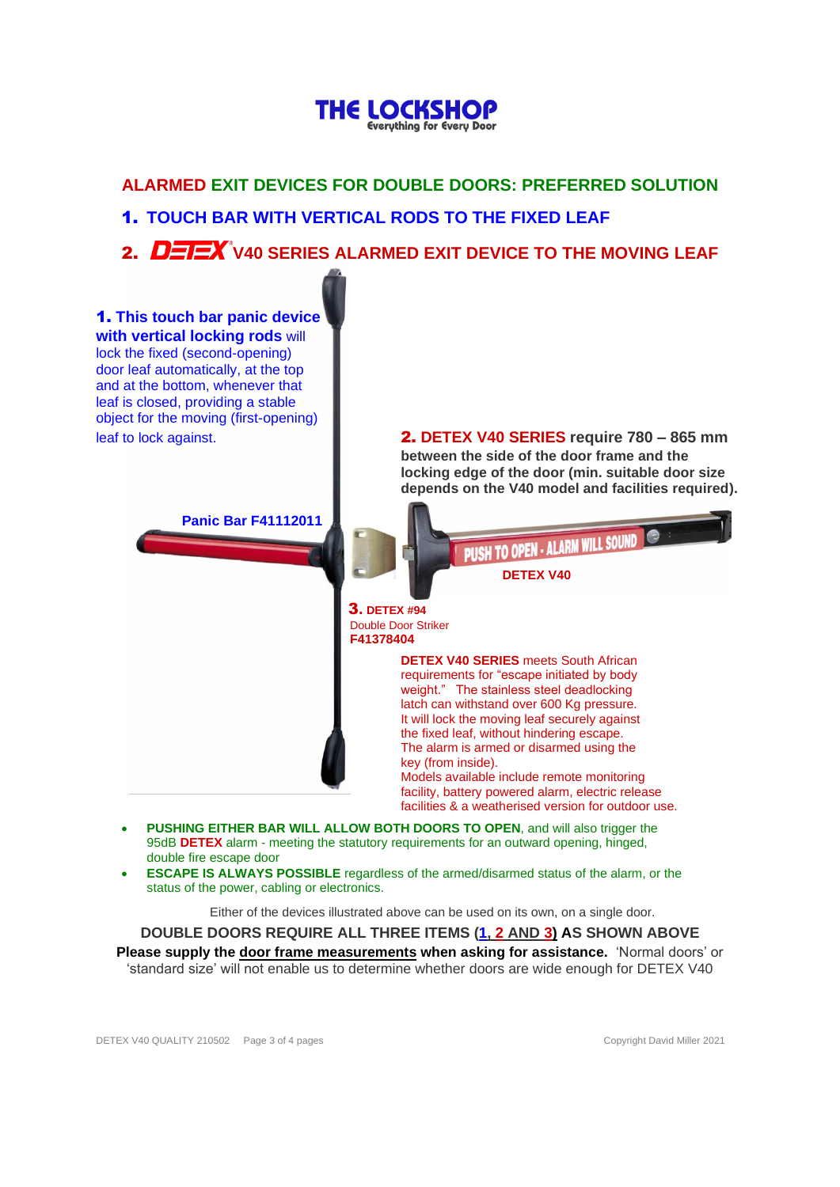**THE LOCKSHOP**
Everything for Every Door

## ALARMED EXIT DEVICES FOR DOUBLE DOORS: PREFERRED SOLUTION

### 1. TOUCH BAR WITH VERTICAL RODS TO THE FIXED LEAF

### 2. DETEX® V40 SERIES ALARMED EXIT DEVICE TO THE MOVING LEAF

**1. This touch bar panic device with vertical locking rods** will lock the fixed (second-opening) door leaf automatically, at the top and at the bottom, whenever that leaf is closed, providing a stable object for the moving (first-opening) leaf to lock against.

**2. DETEX V40 SERIES require 780 – 865 mm between the side of the door frame and the locking edge of the door (min. suitable door size depends on the V40 model and facilities required).**

**Panic Bar F41112011**

PUSH TO OPEN - ALARM WILL SOUND

**DETEX V40**

**3. DETEX #94**
Double Door Striker
**F41378404**

**DETEX V40 SERIES** meets South African requirements for "escape initiated by body weight." The stainless steel deadlocking latch can withstand over 600 Kg pressure. It will lock the moving leaf securely against the fixed leaf, without hindering escape. The alarm is armed or disarmed using the key (from inside). Models available include remote monitoring facility, battery powered alarm, electric release facilities & a weatherised version for outdoor use.

- **PUSHING EITHER BAR WILL ALLOW BOTH DOORS TO OPEN**, and will also trigger the 95dB **DETEX** alarm - meeting the statutory requirements for an outward opening, hinged, double fire escape door
- **ESCAPE IS ALWAYS POSSIBLE** regardless of the armed/disarmed status of the alarm, or the status of the power, cabling or electronics.

Either of the devices illustrated above can be used on its own, on a single door.

**DOUBLE DOORS REQUIRE ALL THREE ITEMS (1, 2 AND 3) AS SHOWN ABOVE**

**Please supply the door frame measurements when asking for assistance.** 'Normal doors' or 'standard size' will not enable us to determine whether doors are wide enough for DETEX V40

DETEX V40 QUALITY 210502 Copyright David Miller 2021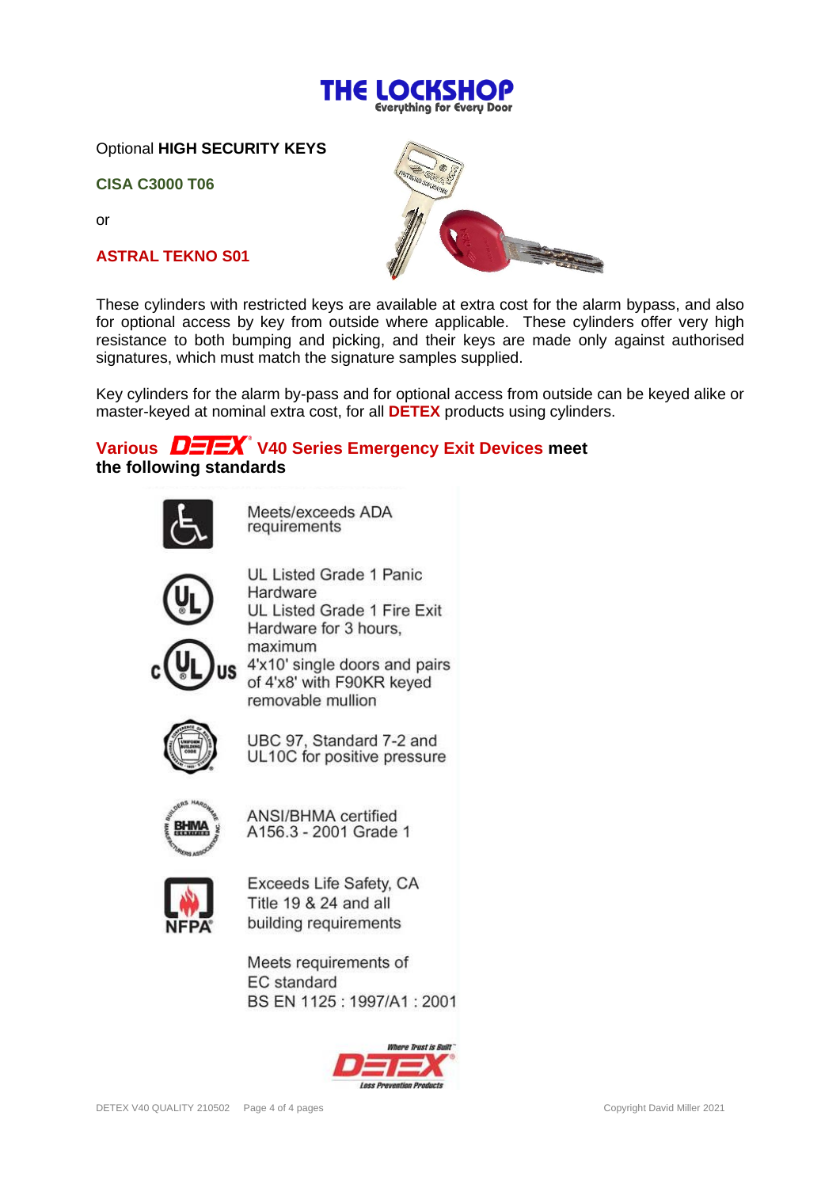Optional **HIGH SECURITY KEYS**

**CISA C3000 T06**

or

**ASTRAL TEKNO S01**

These cylinders with restricted keys are available at extra cost for the alarm bypass, and also for optional access by key from outside where applicable. These cylinders offer very high resistance to both bumping and picking, and their keys are made only against authorised signatures, which must match the signature samples supplied.

Key cylinders for the alarm by-pass and for optional access from outside can be keyed alike or master-keyed at nominal extra cost, for all **DETEX** products using cylinders.

## Various DETEX V40 Series Emergency Exit Devices meet the following standards

Meets/exceeds ADA requirements

UL Listed Grade 1 Panic Hardware
UL Listed Grade 1 Fire Exit Hardware for 3 hours, maximum
4'x10' single doors and pairs of 4'x8' with F90KR keyed removable mullion

UBC 97, Standard 7-2 and UL10C for positive pressure

ANSI/BHMA certified A156.3 - 2001 Grade 1

Exceeds Life Safety, CA Title 19 & 24 and all building requirements

Meets requirements of EC standard BS EN 1125 : 1997/A1 : 2001

Where Trust is Built
DETEX
Loss Prevention Products